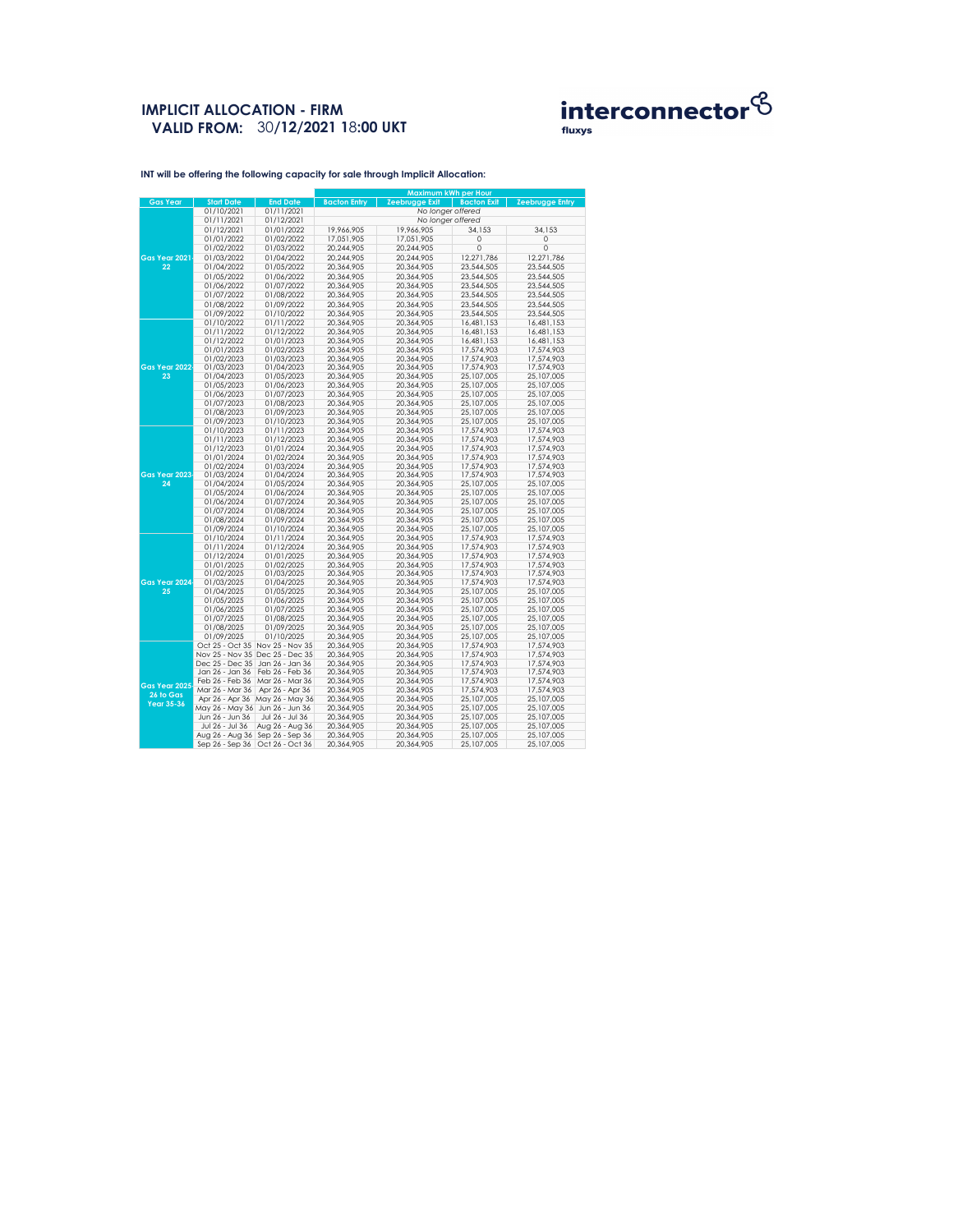# IMPLICIT ALLOCATION - FIRM

## VALID FROM: 30/12/2021 18:00 UKT

interconnector fluxys

**INT will be offering the following capacity for sale through Implicit Allocation:**

| Gas Year | Start Date | End Date | Maximum kWh per Hour | | | |
|---|---|---|---|---|---|---|
| | | | Bacton Entry | Zeebrugge Exit | Bacton Exit | Zeebrugge Entry |
| Gas Year 2021-22 | 01/10/2021 | 01/11/2021 | No longer offered | | | |
| | 01/11/2021 | 01/12/2021 | No longer offered | | | |
| | 01/12/2021 | 01/01/2022 | 19,966,905 | 19,966,905 | 34,153 | 34,153 |
| | 01/01/2022 | 01/02/2022 | 17,051,905 | 17,051,905 | 0 | 0 |
| | 01/02/2022 | 01/03/2022 | 20,244,905 | 20,244,905 | 0 | 0 |
| | 01/03/2022 | 01/04/2022 | 20,244,905 | 20,244,905 | 12,271,786 | 12,271,786 |
| | 01/04/2022 | 01/05/2022 | 20,364,905 | 20,364,905 | 23,544,505 | 23,544,505 |
| | 01/05/2022 | 01/06/2022 | 20,364,905 | 20,364,905 | 23,544,505 | 23,544,505 |
| | 01/06/2022 | 01/07/2022 | 20,364,905 | 20,364,905 | 23,544,505 | 23,544,505 |
| | 01/07/2022 | 01/08/2022 | 20,364,905 | 20,364,905 | 23,544,505 | 23,544,505 |
| | 01/08/2022 | 01/09/2022 | 20,364,905 | 20,364,905 | 23,544,505 | 23,544,505 |
| | 01/09/2022 | 01/10/2022 | 20,364,905 | 20,364,905 | 23,544,505 | 23,544,505 |
| Gas Year 2022-23 | 01/10/2022 | 01/11/2022 | 20,364,905 | 20,364,905 | 16,481,153 | 16,481,153 |
| | 01/11/2022 | 01/12/2022 | 20,364,905 | 20,364,905 | 16,481,153 | 16,481,153 |
| | 01/12/2022 | 01/01/2023 | 20,364,905 | 20,364,905 | 16,481,153 | 16,481,153 |
| | 01/01/2023 | 01/02/2023 | 20,364,905 | 20,364,905 | 17,574,903 | 17,574,903 |
| | 01/02/2023 | 01/03/2023 | 20,364,905 | 20,364,905 | 17,574,903 | 17,574,903 |
| | 01/03/2023 | 01/04/2023 | 20,364,905 | 20,364,905 | 17,574,903 | 17,574,903 |
| | 01/04/2023 | 01/05/2023 | 20,364,905 | 20,364,905 | 25,107,005 | 25,107,005 |
| | 01/05/2023 | 01/06/2023 | 20,364,905 | 20,364,905 | 25,107,005 | 25,107,005 |
| | 01/06/2023 | 01/07/2023 | 20,364,905 | 20,364,905 | 25,107,005 | 25,107,005 |
| | 01/07/2023 | 01/08/2023 | 20,364,905 | 20,364,905 | 25,107,005 | 25,107,005 |
| | 01/08/2023 | 01/09/2023 | 20,364,905 | 20,364,905 | 25,107,005 | 25,107,005 |
| | 01/09/2023 | 01/10/2023 | 20,364,905 | 20,364,905 | 25,107,005 | 25,107,005 |
| Gas Year 2023-24 | 01/10/2023 | 01/11/2023 | 20,364,905 | 20,364,905 | 17,574,903 | 17,574,903 |
| | 01/11/2023 | 01/12/2023 | 20,364,905 | 20,364,905 | 17,574,903 | 17,574,903 |
| | 01/12/2023 | 01/01/2024 | 20,364,905 | 20,364,905 | 17,574,903 | 17,574,903 |
| | 01/01/2024 | 01/02/2024 | 20,364,905 | 20,364,905 | 17,574,903 | 17,574,903 |
| | 01/02/2024 | 01/03/2024 | 20,364,905 | 20,364,905 | 17,574,903 | 17,574,903 |
| | 01/03/2024 | 01/04/2024 | 20,364,905 | 20,364,905 | 17,574,903 | 17,574,903 |
| | 01/04/2024 | 01/05/2024 | 20,364,905 | 20,364,905 | 25,107,005 | 25,107,005 |
| | 01/05/2024 | 01/06/2024 | 20,364,905 | 20,364,905 | 25,107,005 | 25,107,005 |
| | 01/06/2024 | 01/07/2024 | 20,364,905 | 20,364,905 | 25,107,005 | 25,107,005 |
| | 01/07/2024 | 01/08/2024 | 20,364,905 | 20,364,905 | 25,107,005 | 25,107,005 |
| | 01/08/2024 | 01/09/2024 | 20,364,905 | 20,364,905 | 25,107,005 | 25,107,005 |
| | 01/09/2024 | 01/10/2024 | 20,364,905 | 20,364,905 | 25,107,005 | 25,107,005 |
| Gas Year 2024-25 | 01/10/2024 | 01/11/2024 | 20,364,905 | 20,364,905 | 17,574,903 | 17,574,903 |
| | 01/11/2024 | 01/12/2024 | 20,364,905 | 20,364,905 | 17,574,903 | 17,574,903 |
| | 01/12/2024 | 01/01/2025 | 20,364,905 | 20,364,905 | 17,574,903 | 17,574,903 |
| | 01/01/2025 | 01/02/2025 | 20,364,905 | 20,364,905 | 17,574,903 | 17,574,903 |
| | 01/02/2025 | 01/03/2025 | 20,364,905 | 20,364,905 | 17,574,903 | 17,574,903 |
| | 01/03/2025 | 01/04/2025 | 20,364,905 | 20,364,905 | 17,574,903 | 17,574,903 |
| | 01/04/2025 | 01/05/2025 | 20,364,905 | 20,364,905 | 25,107,005 | 25,107,005 |
| | 01/05/2025 | 01/06/2025 | 20,364,905 | 20,364,905 | 25,107,005 | 25,107,005 |
| | 01/06/2025 | 01/07/2025 | 20,364,905 | 20,364,905 | 25,107,005 | 25,107,005 |
| | 01/07/2025 | 01/08/2025 | 20,364,905 | 20,364,905 | 25,107,005 | 25,107,005 |
| | 01/08/2025 | 01/09/2025 | 20,364,905 | 20,364,905 | 25,107,005 | 25,107,005 |
| | 01/09/2025 | 01/10/2025 | 20,364,905 | 20,364,905 | 25,107,005 | 25,107,005 |
| Gas Year 2025-26 to Gas Year 35-36 | Oct 25 - Oct 35 | Nov 25 - Nov 35 | 20,364,905 | 20,364,905 | 17,574,903 | 17,574,903 |
| | Nov 25 - Nov 35 | Dec 25 - Dec 35 | 20,364,905 | 20,364,905 | 17,574,903 | 17,574,903 |
| | Dec 25 - Dec 35 | Jan 26 - Jan 36 | 20,364,905 | 20,364,905 | 17,574,903 | 17,574,903 |
| | Jan 26 - Jan 36 | Feb 26 - Feb 36 | 20,364,905 | 20,364,905 | 17,574,903 | 17,574,903 |
| | Feb 26 - Feb 36 | Mar 26 - Mar 36 | 20,364,905 | 20,364,905 | 17,574,903 | 17,574,903 |
| | Mar 26 - Mar 36 | Apr 26 - Apr 36 | 20,364,905 | 20,364,905 | 17,574,903 | 17,574,903 |
| | Apr 26 - Apr 36 | May 26 - May 36 | 20,364,905 | 20,364,905 | 25,107,005 | 25,107,005 |
| | May 26 - May 36 | Jun 26 - Jun 36 | 20,364,905 | 20,364,905 | 25,107,005 | 25,107,005 |
| | Jun 26 - Jun 36 | Jul 26 - Jul 36 | 20,364,905 | 20,364,905 | 25,107,005 | 25,107,005 |
| | Jul 26 - Jul 36 | Aug 26 - Aug 36 | 20,364,905 | 20,364,905 | 25,107,005 | 25,107,005 |
| | Aug 26 - Aug 36 | Sep 26 - Sep 36 | 20,364,905 | 20,364,905 | 25,107,005 | 25,107,005 |
| | Sep 26 - Sep 36 | Oct 26 - Oct 36 | 20,364,905 | 20,364,905 | 25,107,005 | 25,107,005 |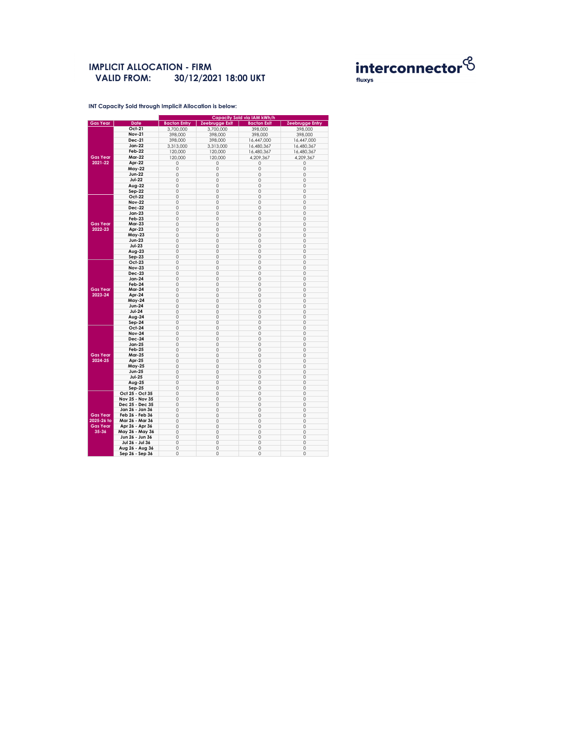# IMPLICIT ALLOCATION - FIRM

**VALID FROM: 30/12/2021 18:00 UKT**

interconnector
fluxys

**INT Capacity Sold through Implicit Allocation is below:**

| Gas Year | Date | Capacity Sold via IAM kWh/h | | | |
|---|---|---|---|---|---|
| | | Bacton Entry | Zeebrugge Exit | Bacton Exit | Zeebrugge Entry |
| Gas Year 2021-22 | Oct-21 | 3,700,000 | 3,700,000 | 398,000 | 398,000 |
| | Nov-21 | 398,000 | 398,000 | 398,000 | 398,000 |
| | Dec-21 | 398,000 | 398,000 | 16,447,000 | 16,447,000 |
| | Jan-22 | 3,313,000 | 3,313,000 | 16,480,367 | 16,480,367 |
| | Feb-22 | 120,000 | 120,000 | 16,480,367 | 16,480,367 |
| | Mar-22 | 120,000 | 120,000 | 4,209,367 | 4,209,367 |
| | Apr-22 | 0 | 0 | 0 | 0 |
| | May-22 | 0 | 0 | 0 | 0 |
| | Jun-22 | 0 | 0 | 0 | 0 |
| | Jul-22 | 0 | 0 | 0 | 0 |
| | Aug-22 | 0 | 0 | 0 | 0 |
| | Sep-22 | 0 | 0 | 0 | 0 |
| Gas Year 2022-23 | Oct-22 | 0 | 0 | 0 | 0 |
| | Nov-22 | 0 | 0 | 0 | 0 |
| | Dec-22 | 0 | 0 | 0 | 0 |
| | Jan-23 | 0 | 0 | 0 | 0 |
| | Feb-23 | 0 | 0 | 0 | 0 |
| | Mar-23 | 0 | 0 | 0 | 0 |
| | Apr-23 | 0 | 0 | 0 | 0 |
| | May-23 | 0 | 0 | 0 | 0 |
| | Jun-23 | 0 | 0 | 0 | 0 |
| | Jul-23 | 0 | 0 | 0 | 0 |
| | Aug-23 | 0 | 0 | 0 | 0 |
| | Sep-23 | 0 | 0 | 0 | 0 |
| Gas Year 2023-24 | Oct-23 | 0 | 0 | 0 | 0 |
| | Nov-23 | 0 | 0 | 0 | 0 |
| | Dec-23 | 0 | 0 | 0 | 0 |
| | Jan-24 | 0 | 0 | 0 | 0 |
| | Feb-24 | 0 | 0 | 0 | 0 |
| | Mar-24 | 0 | 0 | 0 | 0 |
| | Apr-24 | 0 | 0 | 0 | 0 |
| | May-24 | 0 | 0 | 0 | 0 |
| | Jun-24 | 0 | 0 | 0 | 0 |
| | Jul-24 | 0 | 0 | 0 | 0 |
| | Aug-24 | 0 | 0 | 0 | 0 |
| | Sep-24 | 0 | 0 | 0 | 0 |
| Gas Year 2024-25 | Oct-24 | 0 | 0 | 0 | 0 |
| | Nov-24 | 0 | 0 | 0 | 0 |
| | Dec-24 | 0 | 0 | 0 | 0 |
| | Jan-25 | 0 | 0 | 0 | 0 |
| | Feb-25 | 0 | 0 | 0 | 0 |
| | Mar-25 | 0 | 0 | 0 | 0 |
| | Apr-25 | 0 | 0 | 0 | 0 |
| | May-25 | 0 | 0 | 0 | 0 |
| | Jun-25 | 0 | 0 | 0 | 0 |
| | Jul-25 | 0 | 0 | 0 | 0 |
| | Aug-25 | 0 | 0 | 0 | 0 |
| | Sep-25 | 0 | 0 | 0 | 0 |
| Gas Year 2025-26 to Gas Year 35-36 | Oct 25 - Oct 35 | 0 | 0 | 0 | 0 |
| | Nov 25 - Nov 35 | 0 | 0 | 0 | 0 |
| | Dec 25 - Dec 35 | 0 | 0 | 0 | 0 |
| | Jan 26 - Jan 36 | 0 | 0 | 0 | 0 |
| | Feb 26 - Feb 36 | 0 | 0 | 0 | 0 |
| | Mar 26 - Mar 36 | 0 | 0 | 0 | 0 |
| | Apr 26 - Apr 36 | 0 | 0 | 0 | 0 |
| | May 26 - May 36 | 0 | 0 | 0 | 0 |
| | Jun 26 - Jun 36 | 0 | 0 | 0 | 0 |
| | Jul 26 - Jul 36 | 0 | 0 | 0 | 0 |
| | Aug 26 - Aug 36 | 0 | 0 | 0 | 0 |
| | Sep 26 - Sep 36 | 0 | 0 | 0 | 0 |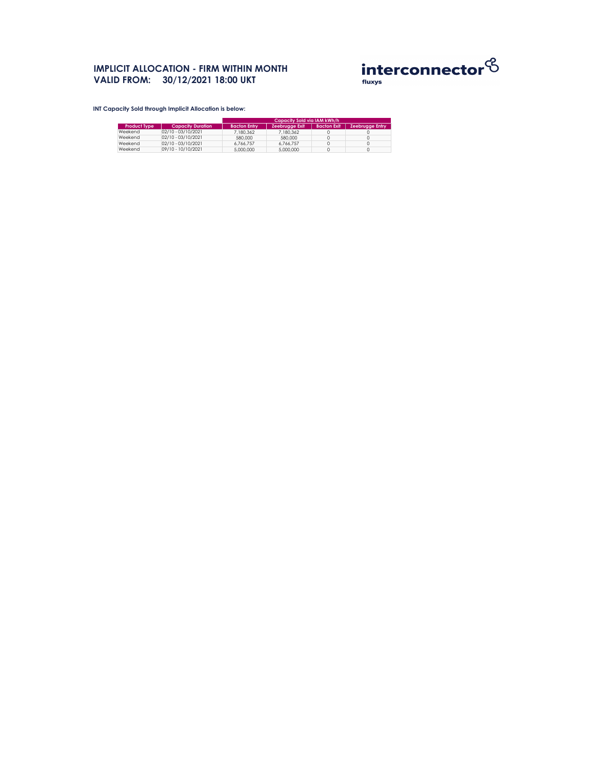# IMPLICIT ALLOCATION - FIRM WITHIN MONTH
# VALID FROM: 30/12/2021 18:00 UKT

**INT Capacity Sold through Implicit Allocation is below:**

| | | Capacity Sold via IAM kWh/h | | | |
|---|---|---|---|---|---|
| **Product Type** | **Capacity Duration** | **Bacton Entry** | **Zeebrugge Exit** | **Bacton Exit** | **Zeebrugge Entry** |
| Weekend | 02/10 - 03/10/2021 | 7,180,362 | 7,180,362 | 0 | 0 |
| Weekend | 02/10 - 03/10/2021 | 580,000 | 580,000 | 0 | 0 |
| Weekend | 02/10 - 03/10/2021 | 6,766,757 | 6,766,757 | 0 | 0 |
| Weekend | 09/10 - 10/10/2021 | 5,000,000 | 5,000,000 | 0 | 0 |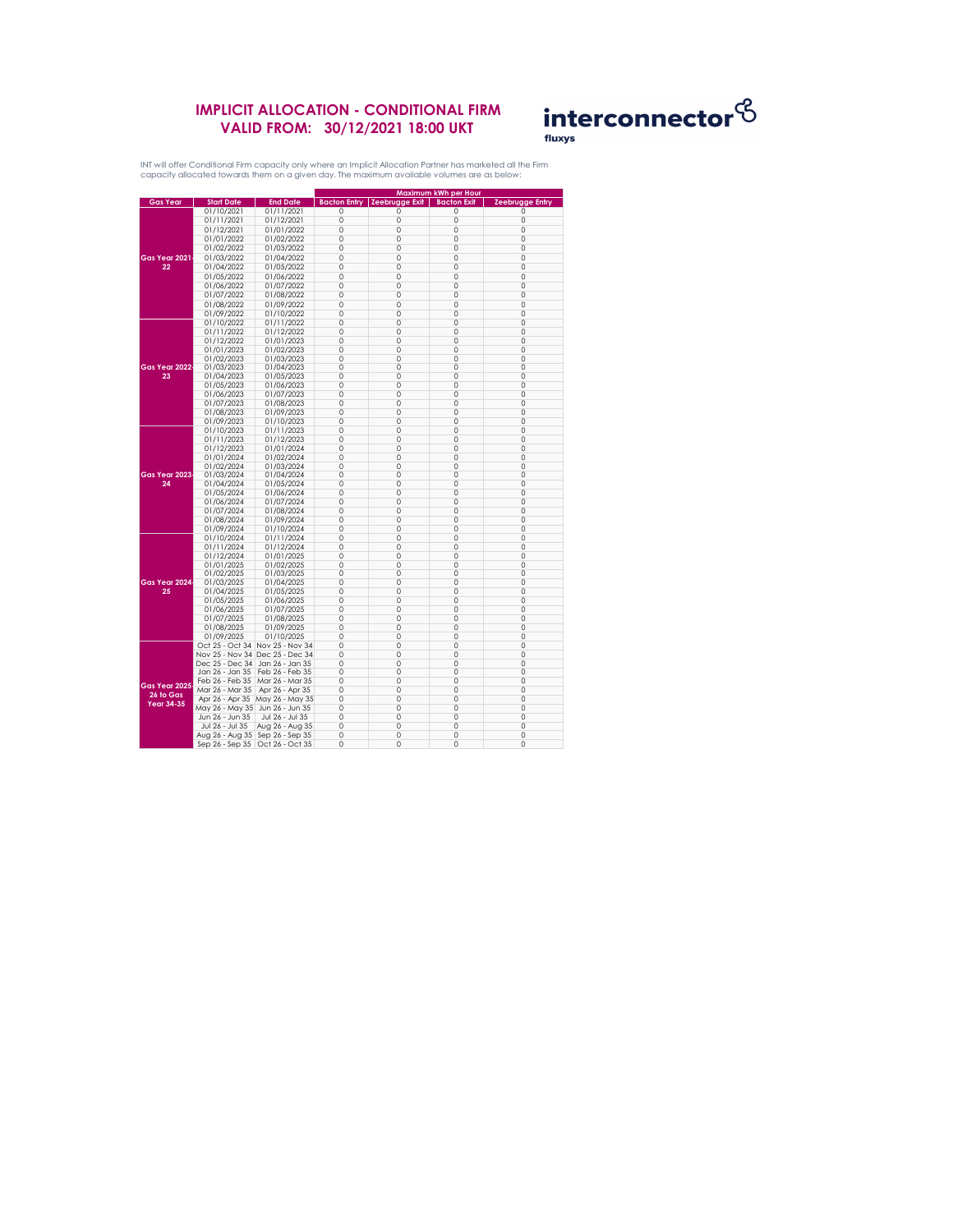# IMPLICIT ALLOCATION - CONDITIONAL FIRM
## VALID FROM: 30/12/2021 18:00 UKT

interconnector
fluxys

INT will offer Conditional Firm capacity only where an Implicit Allocation Partner has marketed all the Firm capacity allocated towards them on a given day. The maximum available volumes are as below:

| Gas Year | Start Date | End Date | Maximum kWh per Hour | | | |
|---|---|---|---|---|---|---|
| | | | Bacton Entry | Zeebrugge Exit | Bacton Exit | Zeebrugge Entry |
| Gas Year 2021-22 | 01/10/2021 | 01/11/2021 | 0 | 0 | 0 | 0 |
| | 01/11/2021 | 01/12/2021 | 0 | 0 | 0 | 0 |
| | 01/12/2021 | 01/01/2022 | 0 | 0 | 0 | 0 |
| | 01/01/2022 | 01/02/2022 | 0 | 0 | 0 | 0 |
| | 01/02/2022 | 01/03/2022 | 0 | 0 | 0 | 0 |
| | 01/03/2022 | 01/04/2022 | 0 | 0 | 0 | 0 |
| | 01/04/2022 | 01/05/2022 | 0 | 0 | 0 | 0 |
| | 01/05/2022 | 01/06/2022 | 0 | 0 | 0 | 0 |
| | 01/06/2022 | 01/07/2022 | 0 | 0 | 0 | 0 |
| | 01/07/2022 | 01/08/2022 | 0 | 0 | 0 | 0 |
| | 01/08/2022 | 01/09/2022 | 0 | 0 | 0 | 0 |
| | 01/09/2022 | 01/10/2022 | 0 | 0 | 0 | 0 |
| Gas Year 2022-23 | 01/10/2022 | 01/11/2022 | 0 | 0 | 0 | 0 |
| | 01/11/2022 | 01/12/2022 | 0 | 0 | 0 | 0 |
| | 01/12/2022 | 01/01/2023 | 0 | 0 | 0 | 0 |
| | 01/01/2023 | 01/02/2023 | 0 | 0 | 0 | 0 |
| | 01/02/2023 | 01/03/2023 | 0 | 0 | 0 | 0 |
| | 01/03/2023 | 01/04/2023 | 0 | 0 | 0 | 0 |
| | 01/04/2023 | 01/05/2023 | 0 | 0 | 0 | 0 |
| | 01/05/2023 | 01/06/2023 | 0 | 0 | 0 | 0 |
| | 01/06/2023 | 01/07/2023 | 0 | 0 | 0 | 0 |
| | 01/07/2023 | 01/08/2023 | 0 | 0 | 0 | 0 |
| | 01/08/2023 | 01/09/2023 | 0 | 0 | 0 | 0 |
| | 01/09/2023 | 01/10/2023 | 0 | 0 | 0 | 0 |
| Gas Year 2023-24 | 01/10/2023 | 01/11/2023 | 0 | 0 | 0 | 0 |
| | 01/11/2023 | 01/12/2023 | 0 | 0 | 0 | 0 |
| | 01/12/2023 | 01/01/2024 | 0 | 0 | 0 | 0 |
| | 01/01/2024 | 01/02/2024 | 0 | 0 | 0 | 0 |
| | 01/02/2024 | 01/03/2024 | 0 | 0 | 0 | 0 |
| | 01/03/2024 | 01/04/2024 | 0 | 0 | 0 | 0 |
| | 01/04/2024 | 01/05/2024 | 0 | 0 | 0 | 0 |
| | 01/05/2024 | 01/06/2024 | 0 | 0 | 0 | 0 |
| | 01/06/2024 | 01/07/2024 | 0 | 0 | 0 | 0 |
| | 01/07/2024 | 01/08/2024 | 0 | 0 | 0 | 0 |
| | 01/08/2024 | 01/09/2024 | 0 | 0 | 0 | 0 |
| | 01/09/2024 | 01/10/2024 | 0 | 0 | 0 | 0 |
| Gas Year 2024-25 | 01/10/2024 | 01/11/2024 | 0 | 0 | 0 | 0 |
| | 01/11/2024 | 01/12/2024 | 0 | 0 | 0 | 0 |
| | 01/12/2024 | 01/01/2025 | 0 | 0 | 0 | 0 |
| | 01/01/2025 | 01/02/2025 | 0 | 0 | 0 | 0 |
| | 01/02/2025 | 01/03/2025 | 0 | 0 | 0 | 0 |
| | 01/03/2025 | 01/04/2025 | 0 | 0 | 0 | 0 |
| | 01/04/2025 | 01/05/2025 | 0 | 0 | 0 | 0 |
| | 01/05/2025 | 01/06/2025 | 0 | 0 | 0 | 0 |
| | 01/06/2025 | 01/07/2025 | 0 | 0 | 0 | 0 |
| | 01/07/2025 | 01/08/2025 | 0 | 0 | 0 | 0 |
| | 01/08/2025 | 01/09/2025 | 0 | 0 | 0 | 0 |
| | 01/09/2025 | 01/10/2025 | 0 | 0 | 0 | 0 |
| Gas Year 2025-26 to Gas Year 34-35 | Oct 25 - Oct 34 | Nov 25 - Nov 34 | 0 | 0 | 0 | 0 |
| | Nov 25 - Nov 34 | Dec 25 - Dec 34 | 0 | 0 | 0 | 0 |
| | Dec 25 - Dec 34 | Jan 26 - Jan 35 | 0 | 0 | 0 | 0 |
| | Jan 26 - Jan 35 | Feb 26 - Feb 35 | 0 | 0 | 0 | 0 |
| | Feb 26 - Feb 35 | Mar 26 - Mar 35 | 0 | 0 | 0 | 0 |
| | Mar 26 - Mar 35 | Apr 26 - Apr 35 | 0 | 0 | 0 | 0 |
| | Apr 26 - Apr 35 | May 26 - May 35 | 0 | 0 | 0 | 0 |
| | May 26 - May 35 | Jun 26 - Jun 35 | 0 | 0 | 0 | 0 |
| | Jun 26 - Jun 35 | Jul 26 - Jul 35 | 0 | 0 | 0 | 0 |
| | Jul 26 - Jul 35 | Aug 26 - Aug 35 | 0 | 0 | 0 | 0 |
| | Aug 26 - Aug 35 | Sep 26 - Sep 35 | 0 | 0 | 0 | 0 |
| | Sep 26 - Sep 35 | Oct 26 - Oct 35 | 0 | 0 | 0 | 0 |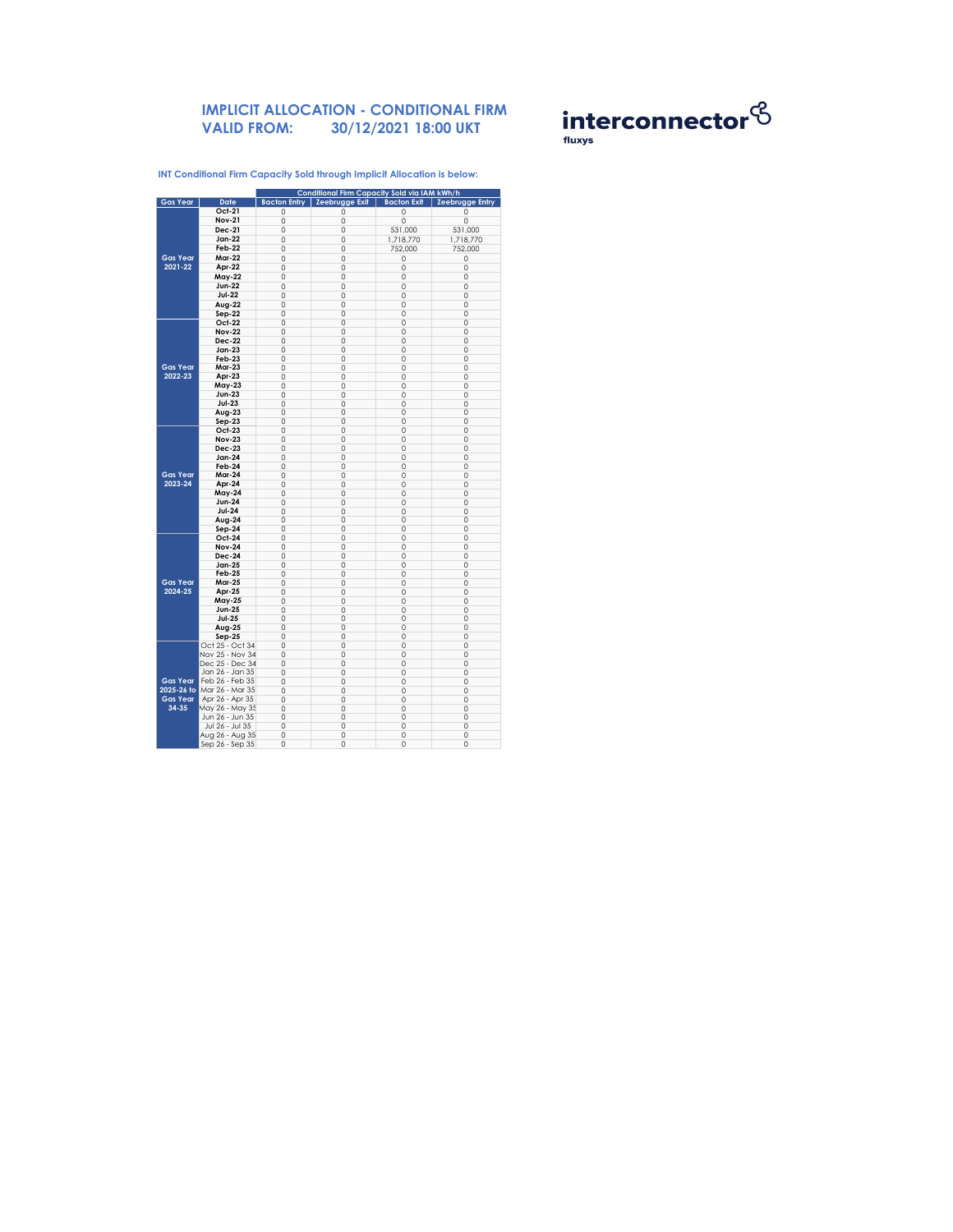# IMPLICIT ALLOCATION - CONDITIONAL FIRM

**VALID FROM: 30/12/2021 18:00 UKT**

interconnector fluxys

**INT Conditional Firm Capacity Sold through Implicit Allocation is below:**

| | | Conditional Firm Capacity Sold via IAM kWh/h | | | |
|---|---|---|---|---|---|
| **Gas Year** | **Date** | **Bacton Entry** | **Zeebrugge Exit** | **Bacton Exit** | **Zeebrugge Entry** |
| Gas Year 2021-22 | Oct-21 | 0 | 0 | 0 | 0 |
| | Nov-21 | 0 | 0 | 0 | 0 |
| | Dec-21 | 0 | 0 | 531,000 | 531,000 |
| | Jan-22 | 0 | 0 | 1,718,770 | 1,718,770 |
| | Feb-22 | 0 | 0 | 752,000 | 752,000 |
| | Mar-22 | 0 | 0 | 0 | 0 |
| | Apr-22 | 0 | 0 | 0 | 0 |
| | May-22 | 0 | 0 | 0 | 0 |
| | Jun-22 | 0 | 0 | 0 | 0 |
| | Jul-22 | 0 | 0 | 0 | 0 |
| | Aug-22 | 0 | 0 | 0 | 0 |
| | Sep-22 | 0 | 0 | 0 | 0 |
| Gas Year 2022-23 | Oct-22 | 0 | 0 | 0 | 0 |
| | Nov-22 | 0 | 0 | 0 | 0 |
| | Dec-22 | 0 | 0 | 0 | 0 |
| | Jan-23 | 0 | 0 | 0 | 0 |
| | Feb-23 | 0 | 0 | 0 | 0 |
| | Mar-23 | 0 | 0 | 0 | 0 |
| | Apr-23 | 0 | 0 | 0 | 0 |
| | May-23 | 0 | 0 | 0 | 0 |
| | Jun-23 | 0 | 0 | 0 | 0 |
| | Jul-23 | 0 | 0 | 0 | 0 |
| | Aug-23 | 0 | 0 | 0 | 0 |
| | Sep-23 | 0 | 0 | 0 | 0 |
| Gas Year 2023-24 | Oct-23 | 0 | 0 | 0 | 0 |
| | Nov-23 | 0 | 0 | 0 | 0 |
| | Dec-23 | 0 | 0 | 0 | 0 |
| | Jan-24 | 0 | 0 | 0 | 0 |
| | Feb-24 | 0 | 0 | 0 | 0 |
| | Mar-24 | 0 | 0 | 0 | 0 |
| | Apr-24 | 0 | 0 | 0 | 0 |
| | May-24 | 0 | 0 | 0 | 0 |
| | Jun-24 | 0 | 0 | 0 | 0 |
| | Jul-24 | 0 | 0 | 0 | 0 |
| | Aug-24 | 0 | 0 | 0 | 0 |
| | Sep-24 | 0 | 0 | 0 | 0 |
| Gas Year 2024-25 | Oct-24 | 0 | 0 | 0 | 0 |
| | Nov-24 | 0 | 0 | 0 | 0 |
| | Dec-24 | 0 | 0 | 0 | 0 |
| | Jan-25 | 0 | 0 | 0 | 0 |
| | Feb-25 | 0 | 0 | 0 | 0 |
| | Mar-25 | 0 | 0 | 0 | 0 |
| | Apr-25 | 0 | 0 | 0 | 0 |
| | May-25 | 0 | 0 | 0 | 0 |
| | Jun-25 | 0 | 0 | 0 | 0 |
| | Jul-25 | 0 | 0 | 0 | 0 |
| | Aug-25 | 0 | 0 | 0 | 0 |
| | Sep-25 | 0 | 0 | 0 | 0 |
| Gas Year 2025-26 to Gas Year 34-35 | Oct 25 - Oct 34 | 0 | 0 | 0 | 0 |
| | Nov 25 - Nov 34 | 0 | 0 | 0 | 0 |
| | Dec 25 - Dec 34 | 0 | 0 | 0 | 0 |
| | Jan 26 - Jan 35 | 0 | 0 | 0 | 0 |
| | Feb 26 - Feb 35 | 0 | 0 | 0 | 0 |
| | Mar 26 - Mar 35 | 0 | 0 | 0 | 0 |
| | Apr 26 - Apr 35 | 0 | 0 | 0 | 0 |
| | May 26 - May 35 | 0 | 0 | 0 | 0 |
| | Jun 26 - Jun 35 | 0 | 0 | 0 | 0 |
| | Jul 26 - Jul 35 | 0 | 0 | 0 | 0 |
| | Aug 26 - Aug 35 | 0 | 0 | 0 | 0 |
| | Sep 26 - Sep 35 | 0 | 0 | 0 | 0 |